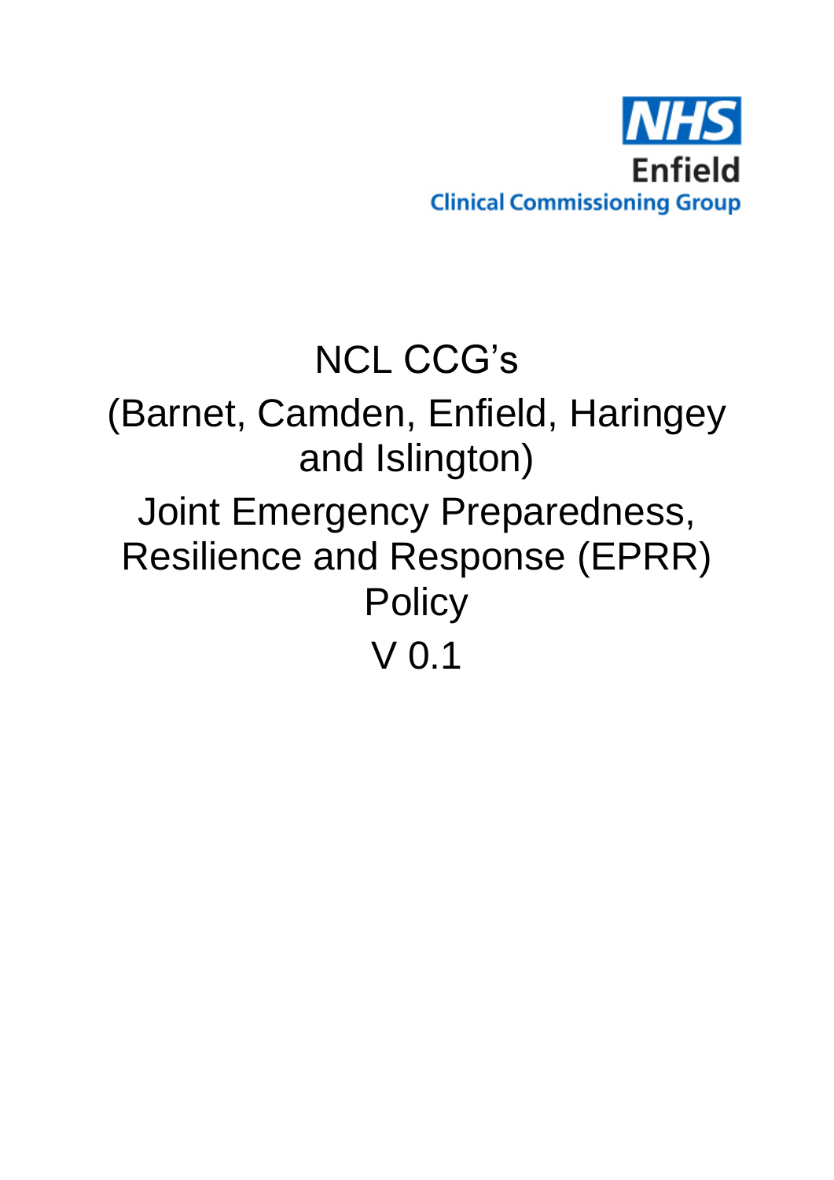NHS
Enfield
Clinical Commissioning Group

# NCL CCG's
# (Barnet, Camden, Enfield, Haringey and Islington)
# Joint Emergency Preparedness, Resilience and Response (EPRR) Policy
# V 0.1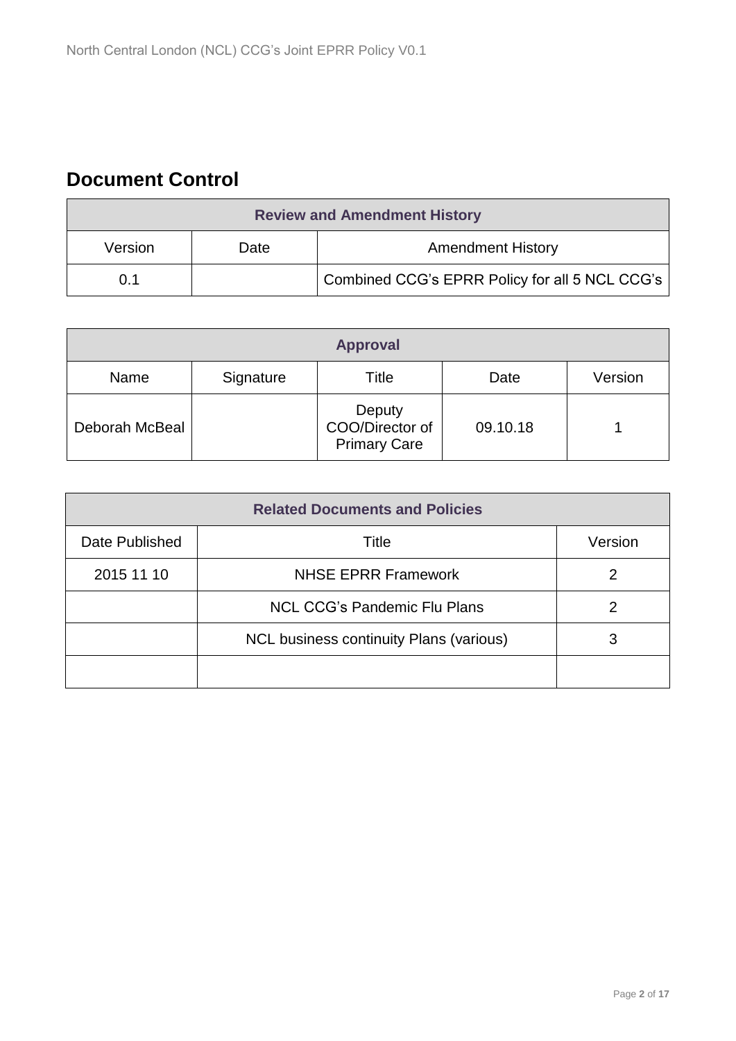## Document Control

| Review and Amendment History | | |
|---|---|---|
| Version | Date | Amendment History |
| 0.1 | | Combined CCG's EPRR Policy for all 5 NCL CCG's |

| Approval | | | | |
|---|---|---|---|---|
| Name | Signature | Title | Date | Version |
| Deborah McBeal | | Deputy COO/Director of Primary Care | 09.10.18 | 1 |

| Related Documents and Policies | | |
|---|---|---|
| Date Published | Title | Version |
| 2015 11 10 | NHSE EPRR Framework | 2 |
| | NCL CCG's Pandemic Flu Plans | 2 |
| | NCL business continuity Plans (various) | 3 |
| | | |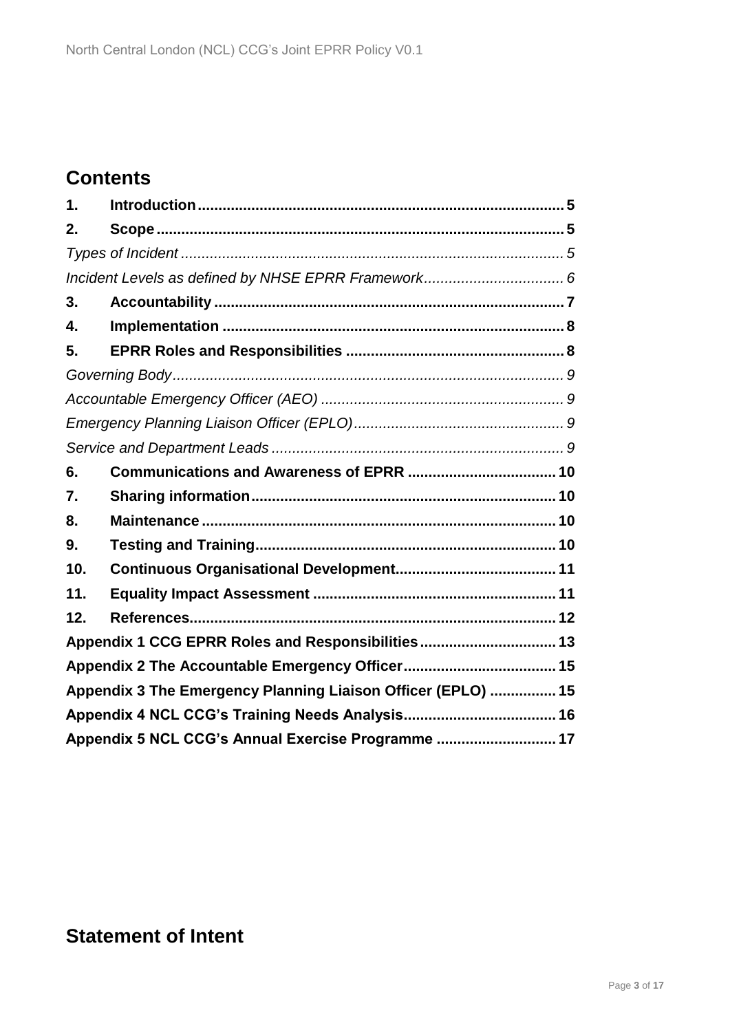## Contents

| | | |
|---|---|---|
| 1. | **Introduction** | 5 |
| 2. | **Scope** | 5 |
| | *Types of Incident* | 5 |
| | *Incident Levels as defined by NHSE EPRR Framework* | 6 |
| 3. | **Accountability** | 7 |
| 4. | **Implementation** | 8 |
| 5. | **EPRR Roles and Responsibilities** | 8 |
| | *Governing Body* | 9 |
| | *Accountable Emergency Officer (AEO)* | 9 |
| | *Emergency Planning Liaison Officer (EPLO)* | 9 |
| | *Service and Department Leads* | 9 |
| 6. | **Communications and Awareness of EPRR** | 10 |
| 7. | **Sharing information** | 10 |
| 8. | **Maintenance** | 10 |
| 9. | **Testing and Training** | 10 |
| 10. | **Continuous Organisational Development** | 11 |
| 11. | **Equality Impact Assessment** | 11 |
| 12. | **References** | 12 |
| | **Appendix 1 CCG EPRR Roles and Responsibilities** | 13 |
| | **Appendix 2 The Accountable Emergency Officer** | 15 |
| | **Appendix 3 The Emergency Planning Liaison Officer (EPLO)** | 15 |
| | **Appendix 4 NCL CCG's Training Needs Analysis** | 16 |
| | **Appendix 5 NCL CCG's Annual Exercise Programme** | 17 |

## Statement of Intent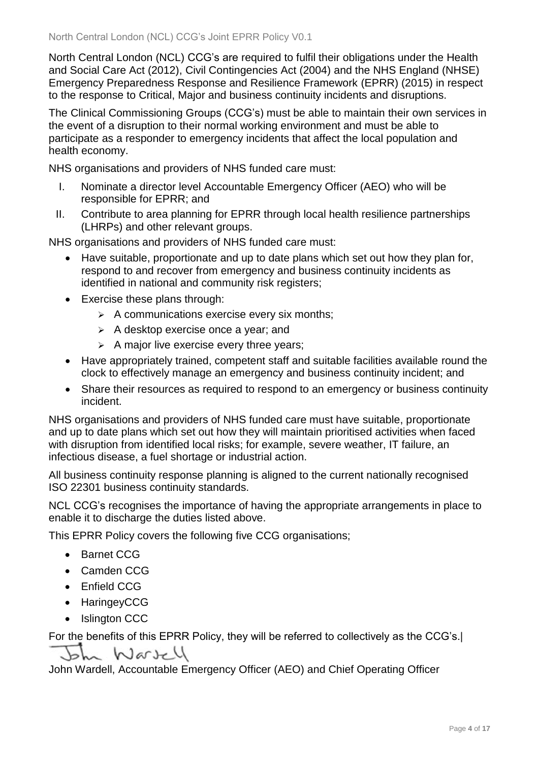North Central London (NCL) CCG's are required to fulfil their obligations under the Health and Social Care Act (2012), Civil Contingencies Act (2004) and the NHS England (NHSE) Emergency Preparedness Response and Resilience Framework (EPRR) (2015) in respect to the response to Critical, Major and business continuity incidents and disruptions.

The Clinical Commissioning Groups (CCG's) must be able to maintain their own services in the event of a disruption to their normal working environment and must be able to participate as a responder to emergency incidents that affect the local population and health economy.

NHS organisations and providers of NHS funded care must:

I. Nominate a director level Accountable Emergency Officer (AEO) who will be responsible for EPRR; and
II. Contribute to area planning for EPRR through local health resilience partnerships (LHRPs) and other relevant groups.

NHS organisations and providers of NHS funded care must:

- Have suitable, proportionate and up to date plans which set out how they plan for, respond to and recover from emergency and business continuity incidents as identified in national and community risk registers;
- Exercise these plans through:
  - A communications exercise every six months;
  - A desktop exercise once a year; and
  - A major live exercise every three years;
- Have appropriately trained, competent staff and suitable facilities available round the clock to effectively manage an emergency and business continuity incident; and
- Share their resources as required to respond to an emergency or business continuity incident.

NHS organisations and providers of NHS funded care must have suitable, proportionate and up to date plans which set out how they will maintain prioritised activities when faced with disruption from identified local risks; for example, severe weather, IT failure, an infectious disease, a fuel shortage or industrial action.

All business continuity response planning is aligned to the current nationally recognised ISO 22301 business continuity standards.

NCL CCG's recognises the importance of having the appropriate arrangements in place to enable it to discharge the duties listed above.

This EPRR Policy covers the following five CCG organisations;

- Barnet CCG
- Camden CCG
- Enfield CCG
- HaringeyCCG
- Islington CCC

For the benefits of this EPRR Policy, they will be referred to collectively as the CCG's.|

John Wardell

John Wardell, Accountable Emergency Officer (AEO) and Chief Operating Officer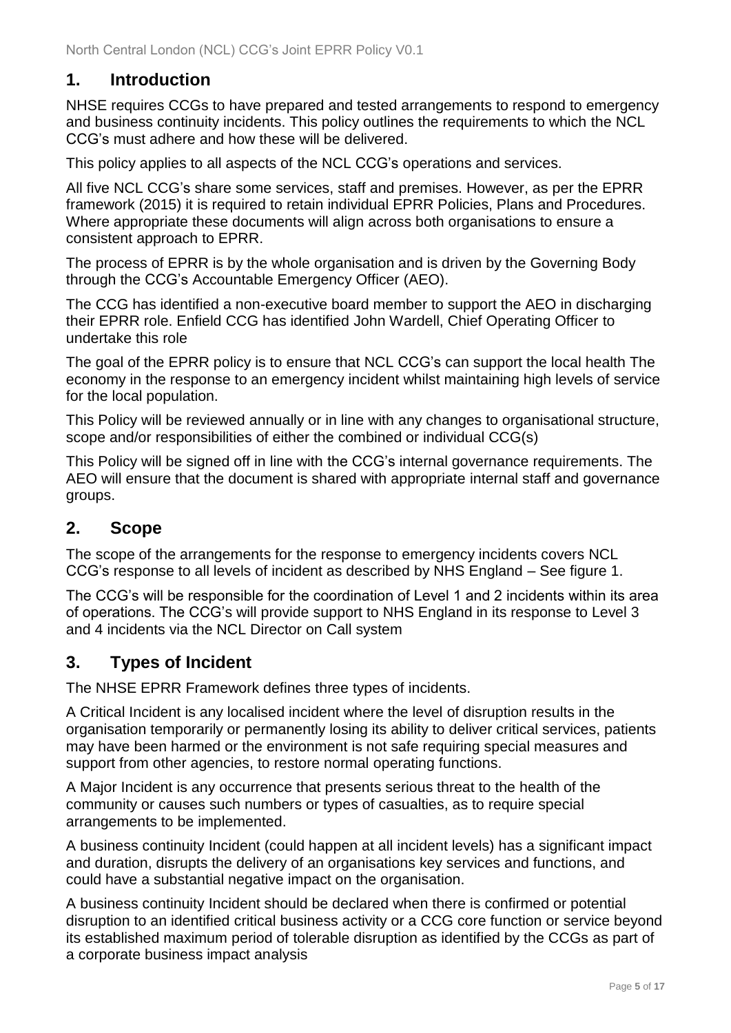## 1. Introduction

NHSE requires CCGs to have prepared and tested arrangements to respond to emergency and business continuity incidents. This policy outlines the requirements to which the NCL CCG's must adhere and how these will be delivered.

This policy applies to all aspects of the NCL CCG's operations and services.

All five NCL CCG's share some services, staff and premises. However, as per the EPRR framework (2015) it is required to retain individual EPRR Policies, Plans and Procedures. Where appropriate these documents will align across both organisations to ensure a consistent approach to EPRR.

The process of EPRR is by the whole organisation and is driven by the Governing Body through the CCG's Accountable Emergency Officer (AEO).

The CCG has identified a non-executive board member to support the AEO in discharging their EPRR role. Enfield CCG has identified John Wardell, Chief Operating Officer to undertake this role

The goal of the EPRR policy is to ensure that NCL CCG's can support the local health The economy in the response to an emergency incident whilst maintaining high levels of service for the local population.

This Policy will be reviewed annually or in line with any changes to organisational structure, scope and/or responsibilities of either the combined or individual CCG(s)

This Policy will be signed off in line with the CCG's internal governance requirements. The AEO will ensure that the document is shared with appropriate internal staff and governance groups.

## 2. Scope

The scope of the arrangements for the response to emergency incidents covers NCL CCG's response to all levels of incident as described by NHS England – See figure 1.

The CCG's will be responsible for the coordination of Level 1 and 2 incidents within its area of operations. The CCG's will provide support to NHS England in its response to Level 3 and 4 incidents via the NCL Director on Call system

## 3. Types of Incident

The NHSE EPRR Framework defines three types of incidents.

A Critical Incident is any localised incident where the level of disruption results in the organisation temporarily or permanently losing its ability to deliver critical services, patients may have been harmed or the environment is not safe requiring special measures and support from other agencies, to restore normal operating functions.

A Major Incident is any occurrence that presents serious threat to the health of the community or causes such numbers or types of casualties, as to require special arrangements to be implemented.

A business continuity Incident (could happen at all incident levels) has a significant impact and duration, disrupts the delivery of an organisations key services and functions, and could have a substantial negative impact on the organisation.

A business continuity Incident should be declared when there is confirmed or potential disruption to an identified critical business activity or a CCG core function or service beyond its established maximum period of tolerable disruption as identified by the CCGs as part of a corporate business impact analysis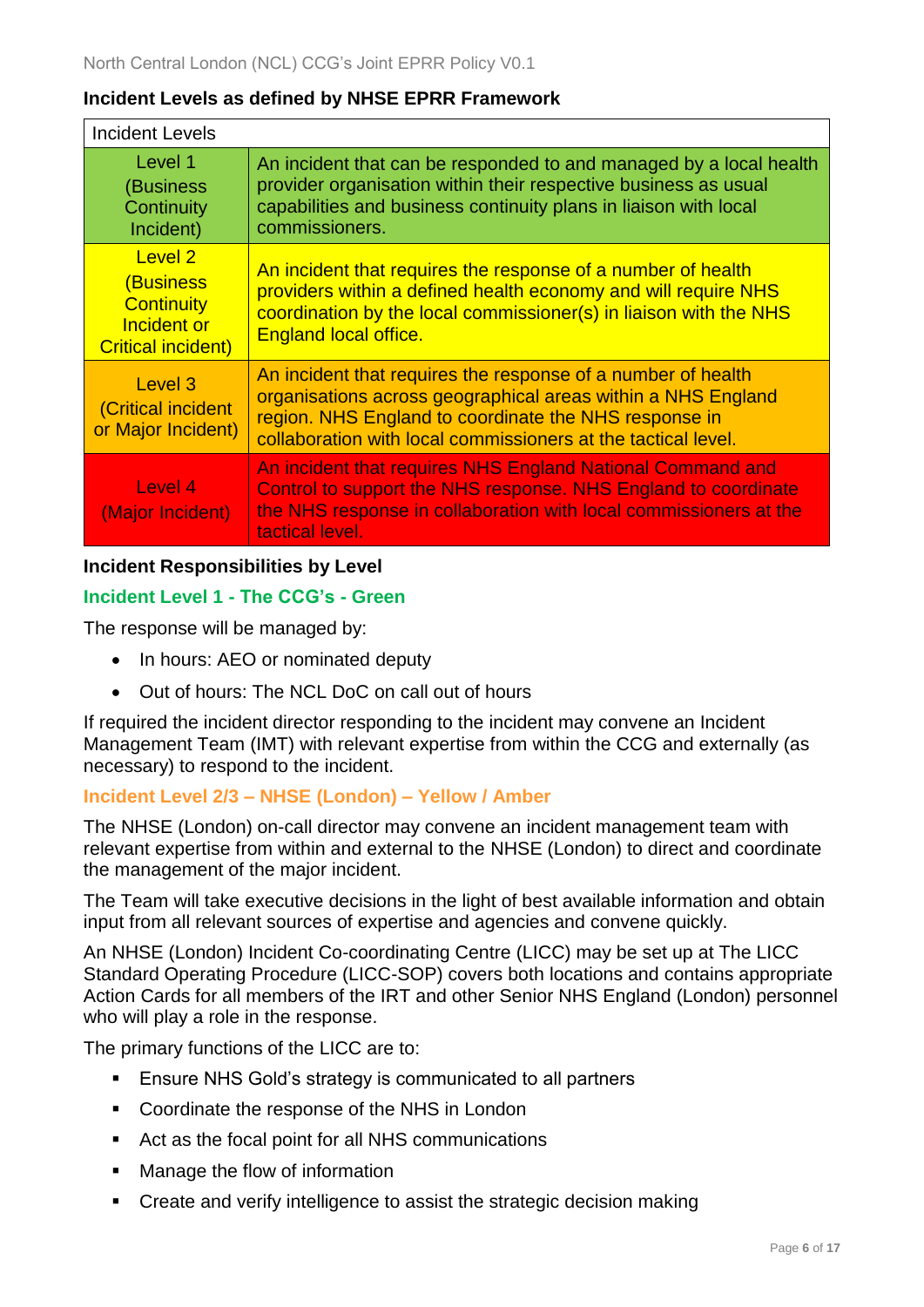**Incident Levels as defined by NHSE EPRR Framework**

| Incident Levels | |
|---|---|
| Level 1 (Business Continuity Incident) | An incident that can be responded to and managed by a local health provider organisation within their respective business as usual capabilities and business continuity plans in liaison with local commissioners. |
| Level 2 (Business Continuity Incident or Critical incident) | An incident that requires the response of a number of health providers within a defined health economy and will require NHS coordination by the local commissioner(s) in liaison with the NHS England local office. |
| Level 3 (Critical incident or Major Incident) | An incident that requires the response of a number of health organisations across geographical areas within a NHS England region. NHS England to coordinate the NHS response in collaboration with local commissioners at the tactical level. |
| Level 4 (Major Incident) | An incident that requires NHS England National Command and Control to support the NHS response. NHS England to coordinate the NHS response in collaboration with local commissioners at the tactical level. |

**Incident Responsibilities by Level**

**Incident Level 1 - The CCG's - Green**

The response will be managed by:

- In hours: AEO or nominated deputy
- Out of hours: The NCL DoC on call out of hours

If required the incident director responding to the incident may convene an Incident Management Team (IMT) with relevant expertise from within the CCG and externally (as necessary) to respond to the incident.

**Incident Level 2/3 – NHSE (London) – Yellow / Amber**

The NHSE (London) on-call director may convene an incident management team with relevant expertise from within and external to the NHSE (London) to direct and coordinate the management of the major incident.

The Team will take executive decisions in the light of best available information and obtain input from all relevant sources of expertise and agencies and convene quickly.

An NHSE (London) Incident Co-coordinating Centre (LICC) may be set up at The LICC Standard Operating Procedure (LICC-SOP) covers both locations and contains appropriate Action Cards for all members of the IRT and other Senior NHS England (London) personnel who will play a role in the response.

The primary functions of the LICC are to:

- Ensure NHS Gold's strategy is communicated to all partners
- Coordinate the response of the NHS in London
- Act as the focal point for all NHS communications
- Manage the flow of information
- Create and verify intelligence to assist the strategic decision making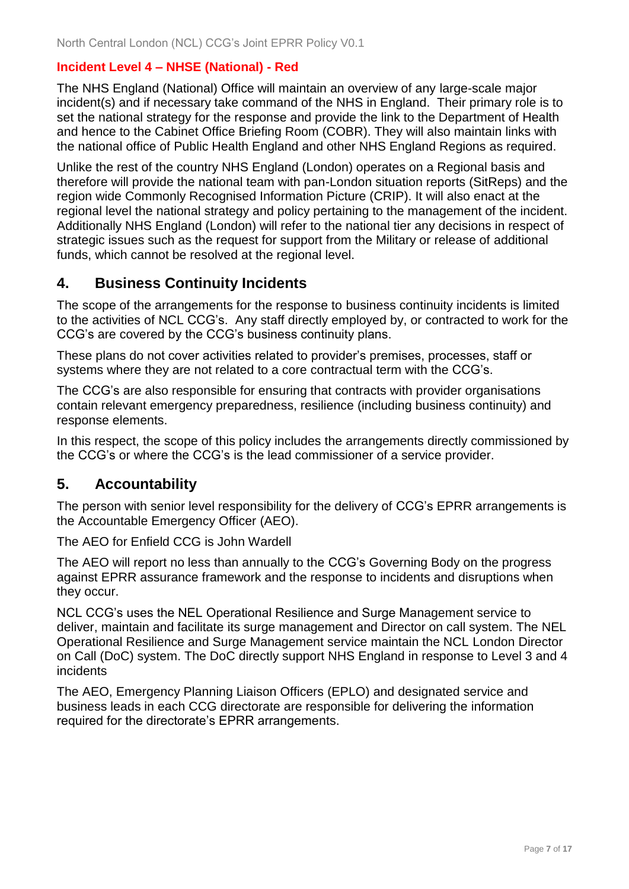**Incident Level 4 – NHSE (National) - Red**

The NHS England (National) Office will maintain an overview of any large-scale major incident(s) and if necessary take command of the NHS in England. Their primary role is to set the national strategy for the response and provide the link to the Department of Health and hence to the Cabinet Office Briefing Room (COBR). They will also maintain links with the national office of Public Health England and other NHS England Regions as required.

Unlike the rest of the country NHS England (London) operates on a Regional basis and therefore will provide the national team with pan-London situation reports (SitReps) and the region wide Commonly Recognised Information Picture (CRIP). It will also enact at the regional level the national strategy and policy pertaining to the management of the incident. Additionally NHS England (London) will refer to the national tier any decisions in respect of strategic issues such as the request for support from the Military or release of additional funds, which cannot be resolved at the regional level.

## 4. Business Continuity Incidents

The scope of the arrangements for the response to business continuity incidents is limited to the activities of NCL CCG's. Any staff directly employed by, or contracted to work for the CCG's are covered by the CCG's business continuity plans.

These plans do not cover activities related to provider's premises, processes, staff or systems where they are not related to a core contractual term with the CCG's.

The CCG's are also responsible for ensuring that contracts with provider organisations contain relevant emergency preparedness, resilience (including business continuity) and response elements.

In this respect, the scope of this policy includes the arrangements directly commissioned by the CCG's or where the CCG's is the lead commissioner of a service provider.

## 5. Accountability

The person with senior level responsibility for the delivery of CCG's EPRR arrangements is the Accountable Emergency Officer (AEO).

The AEO for Enfield CCG is John Wardell

The AEO will report no less than annually to the CCG's Governing Body on the progress against EPRR assurance framework and the response to incidents and disruptions when they occur.

NCL CCG's uses the NEL Operational Resilience and Surge Management service to deliver, maintain and facilitate its surge management and Director on call system. The NEL Operational Resilience and Surge Management service maintain the NCL London Director on Call (DoC) system. The DoC directly support NHS England in response to Level 3 and 4 incidents

The AEO, Emergency Planning Liaison Officers (EPLO) and designated service and business leads in each CCG directorate are responsible for delivering the information required for the directorate's EPRR arrangements.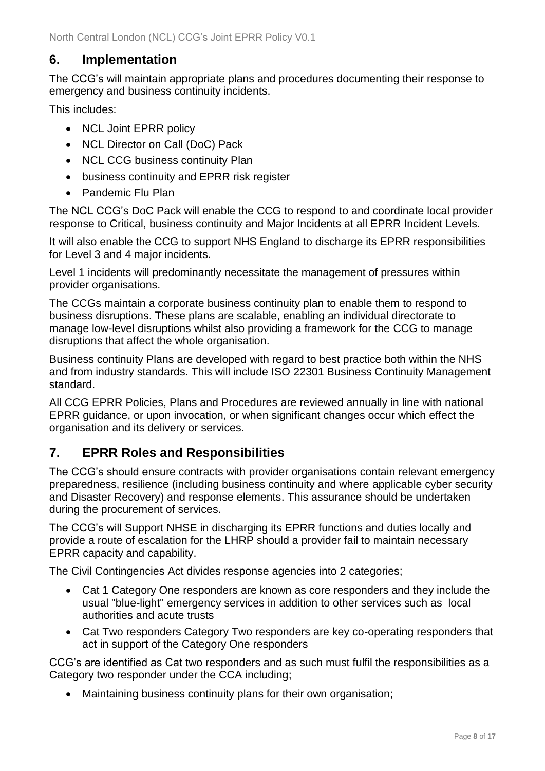## 6. Implementation

The CCG's will maintain appropriate plans and procedures documenting their response to emergency and business continuity incidents.

This includes:

- NCL Joint EPRR policy
- NCL Director on Call (DoC) Pack
- NCL CCG business continuity Plan
- business continuity and EPRR risk register
- Pandemic Flu Plan

The NCL CCG's DoC Pack will enable the CCG to respond to and coordinate local provider response to Critical, business continuity and Major Incidents at all EPRR Incident Levels.

It will also enable the CCG to support NHS England to discharge its EPRR responsibilities for Level 3 and 4 major incidents.

Level 1 incidents will predominantly necessitate the management of pressures within provider organisations.

The CCGs maintain a corporate business continuity plan to enable them to respond to business disruptions. These plans are scalable, enabling an individual directorate to manage low-level disruptions whilst also providing a framework for the CCG to manage disruptions that affect the whole organisation.

Business continuity Plans are developed with regard to best practice both within the NHS and from industry standards. This will include ISO 22301 Business Continuity Management standard.

All CCG EPRR Policies, Plans and Procedures are reviewed annually in line with national EPRR guidance, or upon invocation, or when significant changes occur which effect the organisation and its delivery or services.

## 7. EPRR Roles and Responsibilities

The CCG's should ensure contracts with provider organisations contain relevant emergency preparedness, resilience (including business continuity and where applicable cyber security and Disaster Recovery) and response elements. This assurance should be undertaken during the procurement of services.

The CCG's will Support NHSE in discharging its EPRR functions and duties locally and provide a route of escalation for the LHRP should a provider fail to maintain necessary EPRR capacity and capability.

The Civil Contingencies Act divides response agencies into 2 categories;

- Cat 1 Category One responders are known as core responders and they include the usual "blue-light" emergency services in addition to other services such as local authorities and acute trusts
- Cat Two responders Category Two responders are key co-operating responders that act in support of the Category One responders

CCG's are identified as Cat two responders and as such must fulfil the responsibilities as a Category two responder under the CCA including;

- Maintaining business continuity plans for their own organisation;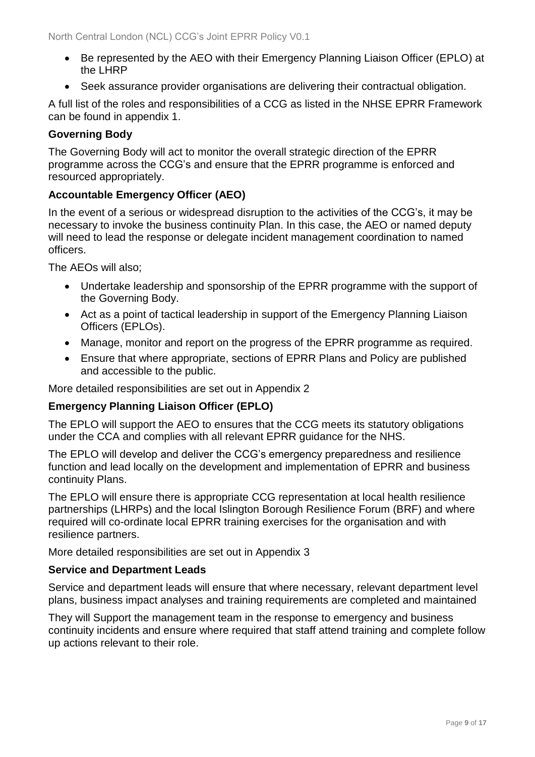- Be represented by the AEO with their Emergency Planning Liaison Officer (EPLO) at the LHRP
- Seek assurance provider organisations are delivering their contractual obligation.

A full list of the roles and responsibilities of a CCG as listed in the NHSE EPRR Framework can be found in appendix 1.

**Governing Body**

The Governing Body will act to monitor the overall strategic direction of the EPRR programme across the CCG's and ensure that the EPRR programme is enforced and resourced appropriately.

**Accountable Emergency Officer (AEO)**

In the event of a serious or widespread disruption to the activities of the CCG's, it may be necessary to invoke the business continuity Plan. In this case, the AEO or named deputy will need to lead the response or delegate incident management coordination to named officers.

The AEOs will also;

- Undertake leadership and sponsorship of the EPRR programme with the support of the Governing Body.
- Act as a point of tactical leadership in support of the Emergency Planning Liaison Officers (EPLOs).
- Manage, monitor and report on the progress of the EPRR programme as required.
- Ensure that where appropriate, sections of EPRR Plans and Policy are published and accessible to the public.

More detailed responsibilities are set out in Appendix 2

**Emergency Planning Liaison Officer (EPLO)**

The EPLO will support the AEO to ensures that the CCG meets its statutory obligations under the CCA and complies with all relevant EPRR guidance for the NHS.

The EPLO will develop and deliver the CCG's emergency preparedness and resilience function and lead locally on the development and implementation of EPRR and business continuity Plans.

The EPLO will ensure there is appropriate CCG representation at local health resilience partnerships (LHRPs) and the local Islington Borough Resilience Forum (BRF) and where required will co-ordinate local EPRR training exercises for the organisation and with resilience partners.

More detailed responsibilities are set out in Appendix 3

**Service and Department Leads**

Service and department leads will ensure that where necessary, relevant department level plans, business impact analyses and training requirements are completed and maintained

They will Support the management team in the response to emergency and business continuity incidents and ensure where required that staff attend training and complete follow up actions relevant to their role.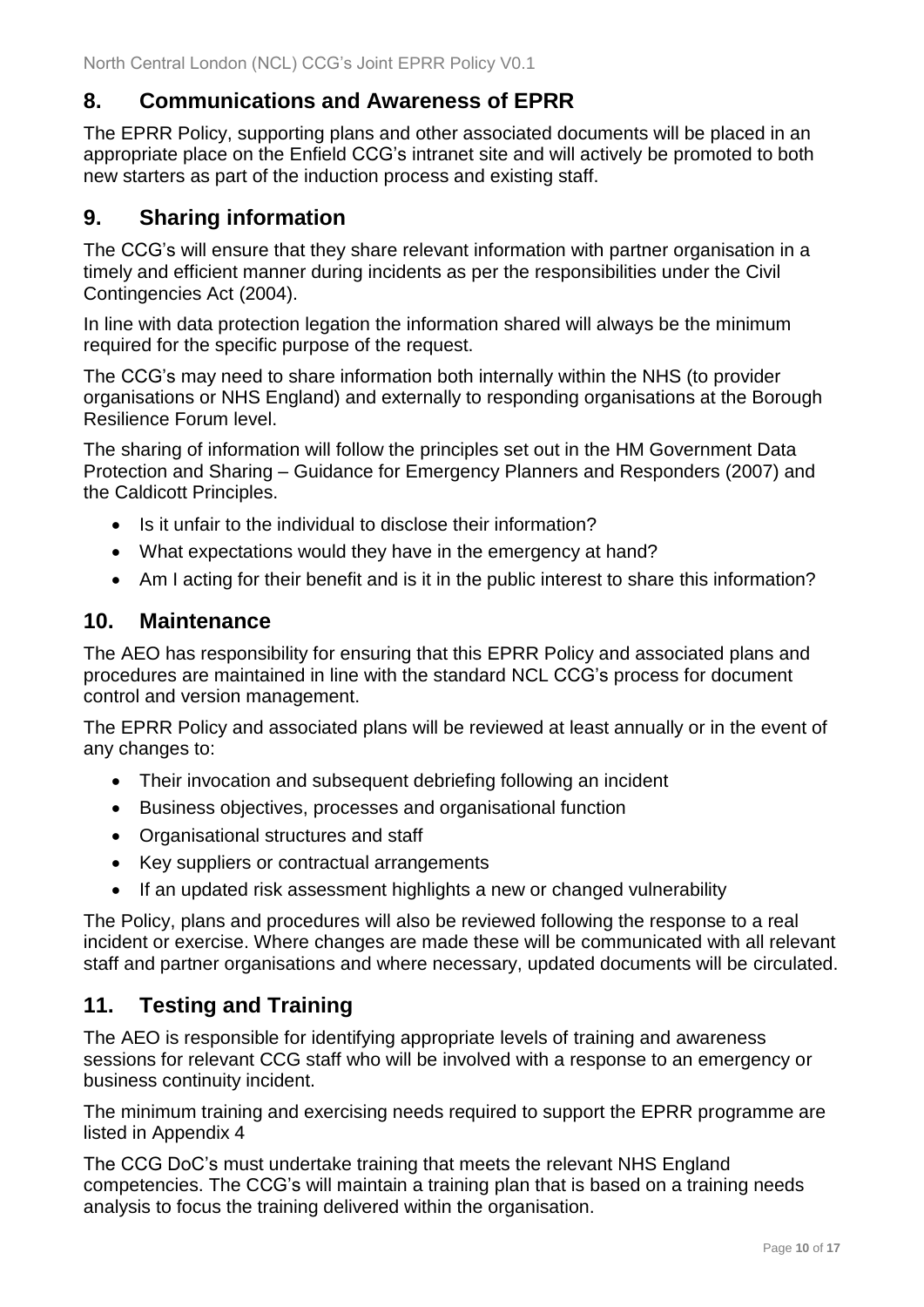## 8. Communications and Awareness of EPRR

The EPRR Policy, supporting plans and other associated documents will be placed in an appropriate place on the Enfield CCG's intranet site and will actively be promoted to both new starters as part of the induction process and existing staff.

## 9. Sharing information

The CCG's will ensure that they share relevant information with partner organisation in a timely and efficient manner during incidents as per the responsibilities under the Civil Contingencies Act (2004).

In line with data protection legation the information shared will always be the minimum required for the specific purpose of the request.

The CCG's may need to share information both internally within the NHS (to provider organisations or NHS England) and externally to responding organisations at the Borough Resilience Forum level.

The sharing of information will follow the principles set out in the HM Government Data Protection and Sharing – Guidance for Emergency Planners and Responders (2007) and the Caldicott Principles.

- Is it unfair to the individual to disclose their information?
- What expectations would they have in the emergency at hand?
- Am I acting for their benefit and is it in the public interest to share this information?

## 10. Maintenance

The AEO has responsibility for ensuring that this EPRR Policy and associated plans and procedures are maintained in line with the standard NCL CCG's process for document control and version management.

The EPRR Policy and associated plans will be reviewed at least annually or in the event of any changes to:

- Their invocation and subsequent debriefing following an incident
- Business objectives, processes and organisational function
- Organisational structures and staff
- Key suppliers or contractual arrangements
- If an updated risk assessment highlights a new or changed vulnerability

The Policy, plans and procedures will also be reviewed following the response to a real incident or exercise. Where changes are made these will be communicated with all relevant staff and partner organisations and where necessary, updated documents will be circulated.

## 11. Testing and Training

The AEO is responsible for identifying appropriate levels of training and awareness sessions for relevant CCG staff who will be involved with a response to an emergency or business continuity incident.

The minimum training and exercising needs required to support the EPRR programme are listed in Appendix 4

The CCG DoC's must undertake training that meets the relevant NHS England competencies. The CCG's will maintain a training plan that is based on a training needs analysis to focus the training delivered within the organisation.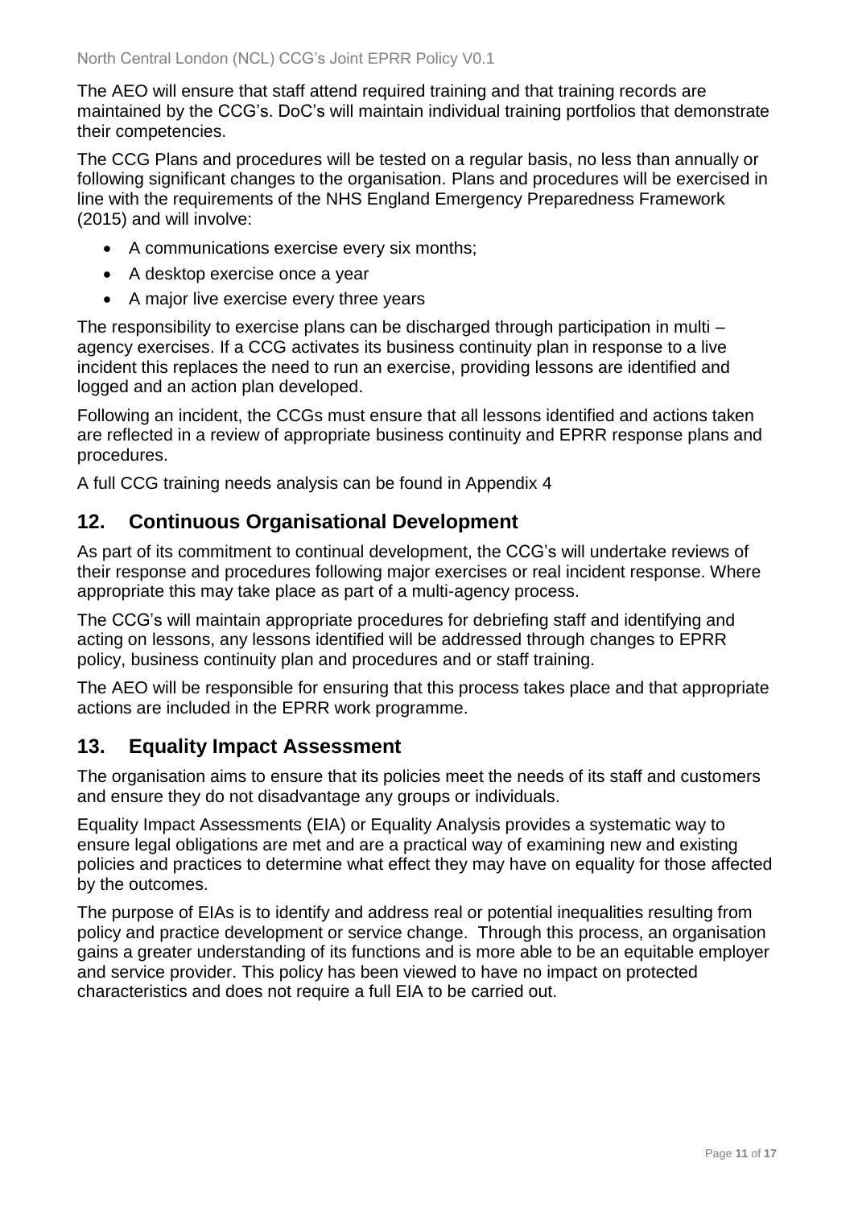The AEO will ensure that staff attend required training and that training records are maintained by the CCG's. DoC's will maintain individual training portfolios that demonstrate their competencies.

The CCG Plans and procedures will be tested on a regular basis, no less than annually or following significant changes to the organisation. Plans and procedures will be exercised in line with the requirements of the NHS England Emergency Preparedness Framework (2015) and will involve:

- A communications exercise every six months;
- A desktop exercise once a year
- A major live exercise every three years

The responsibility to exercise plans can be discharged through participation in multi – agency exercises. If a CCG activates its business continuity plan in response to a live incident this replaces the need to run an exercise, providing lessons are identified and logged and an action plan developed.

Following an incident, the CCGs must ensure that all lessons identified and actions taken are reflected in a review of appropriate business continuity and EPRR response plans and procedures.

A full CCG training needs analysis can be found in Appendix 4

## 12. Continuous Organisational Development

As part of its commitment to continual development, the CCG's will undertake reviews of their response and procedures following major exercises or real incident response. Where appropriate this may take place as part of a multi-agency process.

The CCG's will maintain appropriate procedures for debriefing staff and identifying and acting on lessons, any lessons identified will be addressed through changes to EPRR policy, business continuity plan and procedures and or staff training.

The AEO will be responsible for ensuring that this process takes place and that appropriate actions are included in the EPRR work programme.

## 13. Equality Impact Assessment

The organisation aims to ensure that its policies meet the needs of its staff and customers and ensure they do not disadvantage any groups or individuals.

Equality Impact Assessments (EIA) or Equality Analysis provides a systematic way to ensure legal obligations are met and are a practical way of examining new and existing policies and practices to determine what effect they may have on equality for those affected by the outcomes.

The purpose of EIAs is to identify and address real or potential inequalities resulting from policy and practice development or service change. Through this process, an organisation gains a greater understanding of its functions and is more able to be an equitable employer and service provider. This policy has been viewed to have no impact on protected characteristics and does not require a full EIA to be carried out.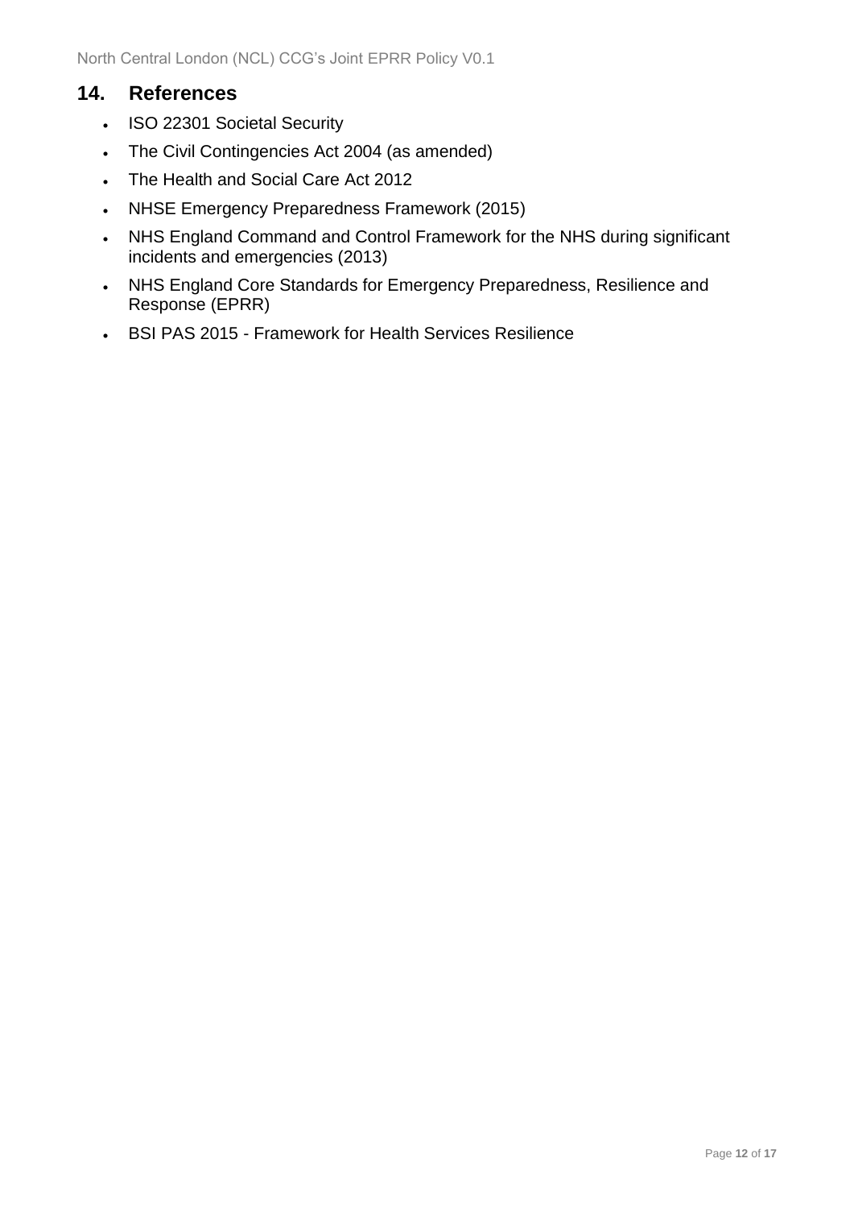## 14. References

- ISO 22301 Societal Security
- The Civil Contingencies Act 2004 (as amended)
- The Health and Social Care Act 2012
- NHSE Emergency Preparedness Framework (2015)
- NHS England Command and Control Framework for the NHS during significant incidents and emergencies (2013)
- NHS England Core Standards for Emergency Preparedness, Resilience and Response (EPRR)
- BSI PAS 2015 - Framework for Health Services Resilience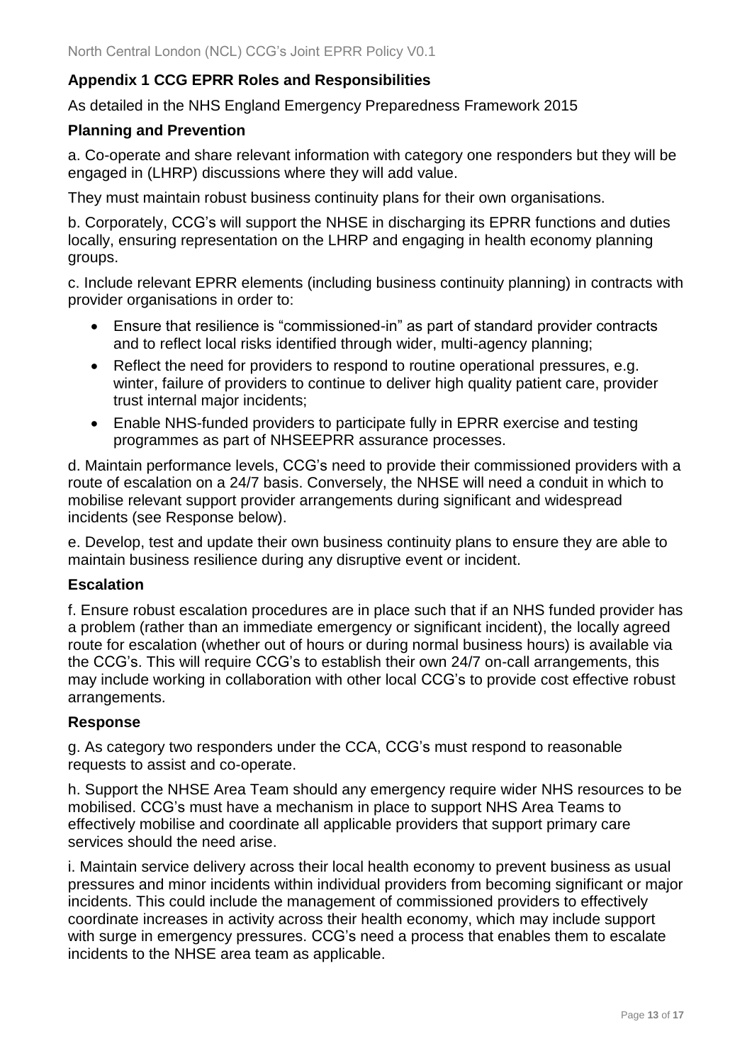## Appendix 1 CCG EPRR Roles and Responsibilities

As detailed in the NHS England Emergency Preparedness Framework 2015

### Planning and Prevention

a. Co-operate and share relevant information with category one responders but they will be engaged in (LHRP) discussions where they will add value.

They must maintain robust business continuity plans for their own organisations.

b. Corporately, CCG's will support the NHSE in discharging its EPRR functions and duties locally, ensuring representation on the LHRP and engaging in health economy planning groups.

c. Include relevant EPRR elements (including business continuity planning) in contracts with provider organisations in order to:

- Ensure that resilience is "commissioned-in" as part of standard provider contracts and to reflect local risks identified through wider, multi-agency planning;
- Reflect the need for providers to respond to routine operational pressures, e.g. winter, failure of providers to continue to deliver high quality patient care, provider trust internal major incidents;
- Enable NHS-funded providers to participate fully in EPRR exercise and testing programmes as part of NHSEEPRR assurance processes.

d. Maintain performance levels, CCG's need to provide their commissioned providers with a route of escalation on a 24/7 basis. Conversely, the NHSE will need a conduit in which to mobilise relevant support provider arrangements during significant and widespread incidents (see Response below).

e. Develop, test and update their own business continuity plans to ensure they are able to maintain business resilience during any disruptive event or incident.

### Escalation

f. Ensure robust escalation procedures are in place such that if an NHS funded provider has a problem (rather than an immediate emergency or significant incident), the locally agreed route for escalation (whether out of hours or during normal business hours) is available via the CCG's. This will require CCG's to establish their own 24/7 on-call arrangements, this may include working in collaboration with other local CCG's to provide cost effective robust arrangements.

### Response

g. As category two responders under the CCA, CCG's must respond to reasonable requests to assist and co-operate.

h. Support the NHSE Area Team should any emergency require wider NHS resources to be mobilised. CCG's must have a mechanism in place to support NHS Area Teams to effectively mobilise and coordinate all applicable providers that support primary care services should the need arise.

i. Maintain service delivery across their local health economy to prevent business as usual pressures and minor incidents within individual providers from becoming significant or major incidents. This could include the management of commissioned providers to effectively coordinate increases in activity across their health economy, which may include support with surge in emergency pressures. CCG's need a process that enables them to escalate incidents to the NHSE area team as applicable.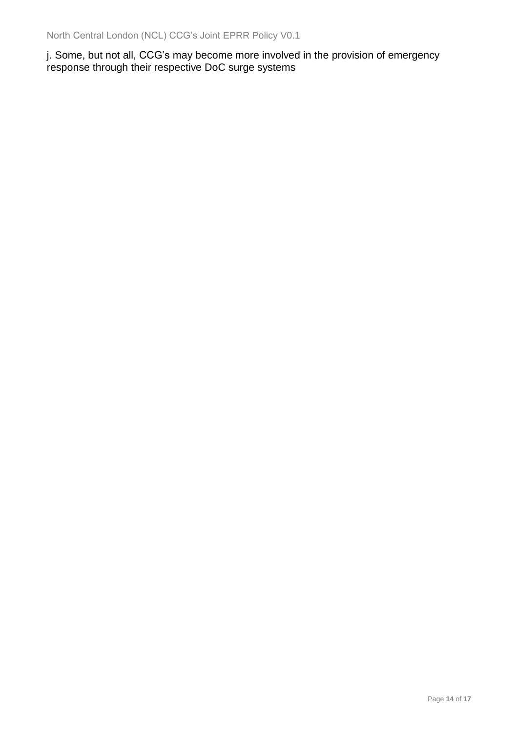j. Some, but not all, CCG's may become more involved in the provision of emergency response through their respective DoC surge systems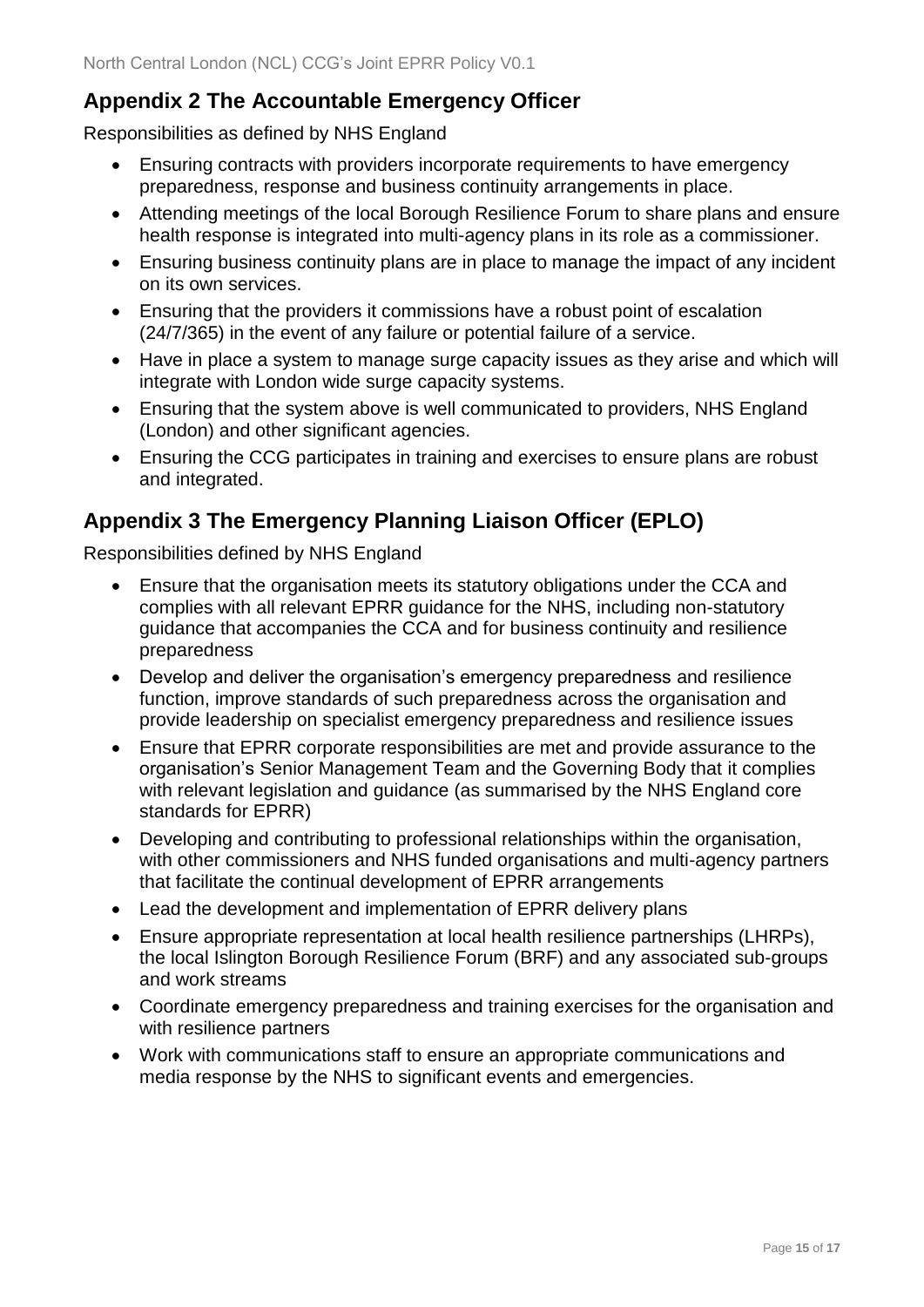## Appendix 2 The Accountable Emergency Officer

Responsibilities as defined by NHS England

- Ensuring contracts with providers incorporate requirements to have emergency preparedness, response and business continuity arrangements in place.
- Attending meetings of the local Borough Resilience Forum to share plans and ensure health response is integrated into multi-agency plans in its role as a commissioner.
- Ensuring business continuity plans are in place to manage the impact of any incident on its own services.
- Ensuring that the providers it commissions have a robust point of escalation (24/7/365) in the event of any failure or potential failure of a service.
- Have in place a system to manage surge capacity issues as they arise and which will integrate with London wide surge capacity systems.
- Ensuring that the system above is well communicated to providers, NHS England (London) and other significant agencies.
- Ensuring the CCG participates in training and exercises to ensure plans are robust and integrated.

## Appendix 3 The Emergency Planning Liaison Officer (EPLO)

Responsibilities defined by NHS England

- Ensure that the organisation meets its statutory obligations under the CCA and complies with all relevant EPRR guidance for the NHS, including non-statutory guidance that accompanies the CCA and for business continuity and resilience preparedness
- Develop and deliver the organisation's emergency preparedness and resilience function, improve standards of such preparedness across the organisation and provide leadership on specialist emergency preparedness and resilience issues
- Ensure that EPRR corporate responsibilities are met and provide assurance to the organisation's Senior Management Team and the Governing Body that it complies with relevant legislation and guidance (as summarised by the NHS England core standards for EPRR)
- Developing and contributing to professional relationships within the organisation, with other commissioners and NHS funded organisations and multi-agency partners that facilitate the continual development of EPRR arrangements
- Lead the development and implementation of EPRR delivery plans
- Ensure appropriate representation at local health resilience partnerships (LHRPs), the local Islington Borough Resilience Forum (BRF) and any associated sub-groups and work streams
- Coordinate emergency preparedness and training exercises for the organisation and with resilience partners
- Work with communications staff to ensure an appropriate communications and media response by the NHS to significant events and emergencies.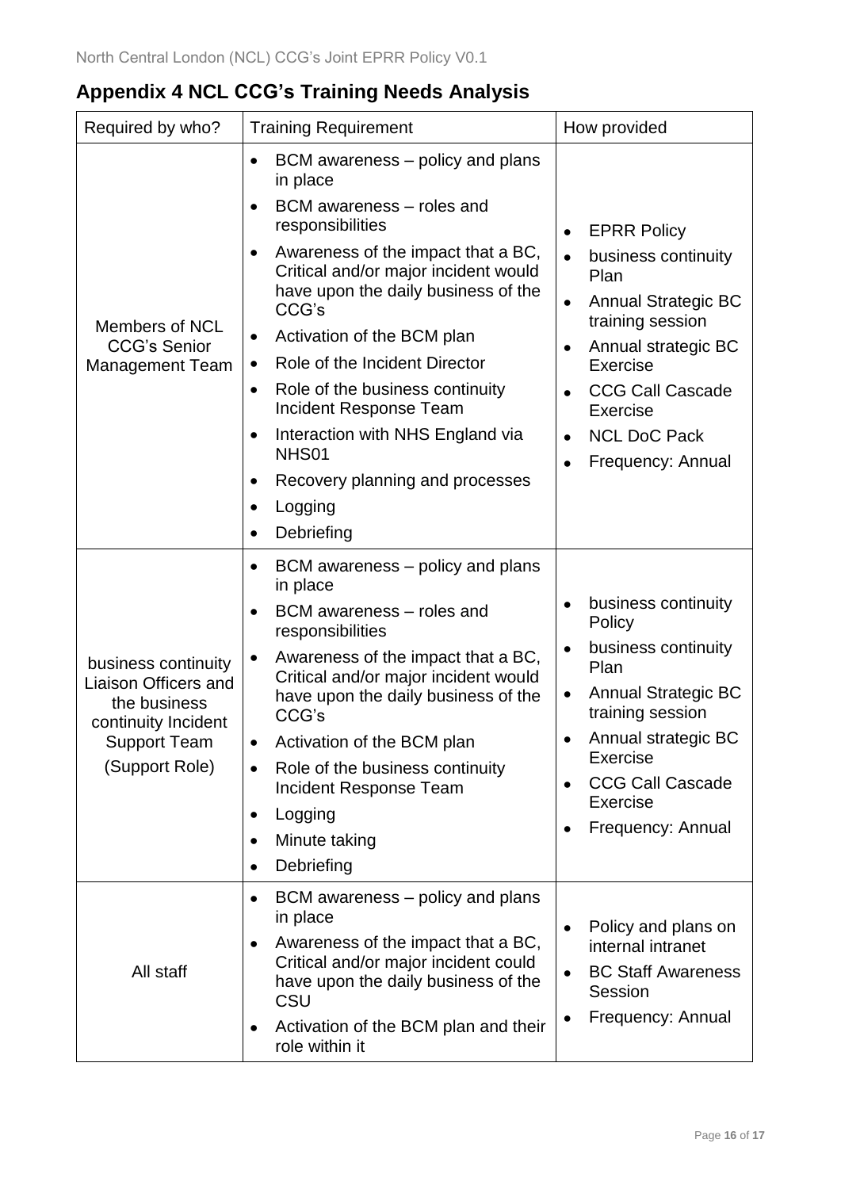## Appendix 4 NCL CCG's Training Needs Analysis

| Required by who? | Training Requirement | How provided |
|---|---|---|
| Members of NCL CCG's Senior Management Team | • BCM awareness – policy and plans in place<br>• BCM awareness – roles and responsibilities<br>• Awareness of the impact that a BC, Critical and/or major incident would have upon the daily business of the CCG's<br>• Activation of the BCM plan<br>• Role of the Incident Director<br>• Role of the business continuity Incident Response Team<br>• Interaction with NHS England via NHS01<br>• Recovery planning and processes<br>• Logging<br>• Debriefing | • EPRR Policy<br>• business continuity Plan<br>• Annual Strategic BC training session<br>• Annual strategic BC Exercise<br>• CCG Call Cascade Exercise<br>• NCL DoC Pack<br>• Frequency: Annual |
| business continuity Liaison Officers and the business continuity Incident Support Team (Support Role) | • BCM awareness – policy and plans in place<br>• BCM awareness – roles and responsibilities<br>• Awareness of the impact that a BC, Critical and/or major incident would have upon the daily business of the CCG's<br>• Activation of the BCM plan<br>• Role of the business continuity Incident Response Team<br>• Logging<br>• Minute taking<br>• Debriefing | • business continuity Policy<br>• business continuity Plan<br>• Annual Strategic BC training session<br>• Annual strategic BC Exercise<br>• CCG Call Cascade Exercise<br>• Frequency: Annual |
| All staff | • BCM awareness – policy and plans in place<br>• Awareness of the impact that a BC, Critical and/or major incident could have upon the daily business of the CSU<br>• Activation of the BCM plan and their role within it | • Policy and plans on internal intranet<br>• BC Staff Awareness Session<br>• Frequency: Annual |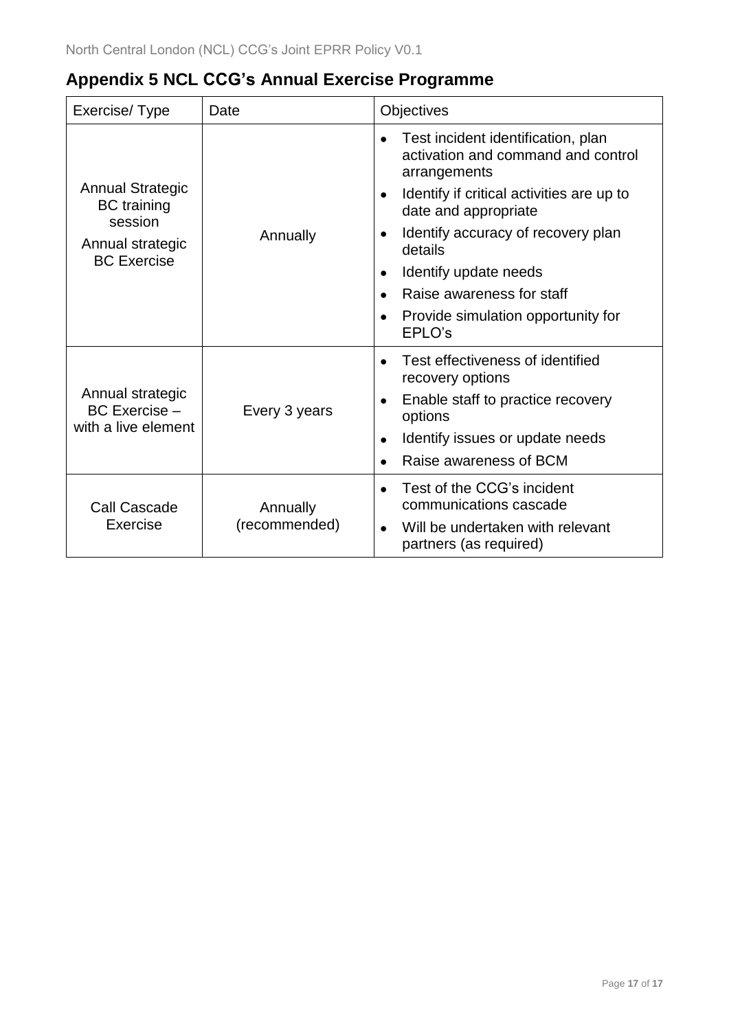## Appendix 5 NCL CCG's Annual Exercise Programme

| Exercise/ Type | Date | Objectives |
|---|---|---|
| Annual Strategic BC training session<br>Annual strategic BC Exercise | Annually | • Test incident identification, plan activation and command and control arrangements<br>• Identify if critical activities are up to date and appropriate<br>• Identify accuracy of recovery plan details<br>• Identify update needs<br>• Raise awareness for staff<br>• Provide simulation opportunity for EPLO's |
| Annual strategic BC Exercise – with a live element | Every 3 years | • Test effectiveness of identified recovery options<br>• Enable staff to practice recovery options<br>• Identify issues or update needs<br>• Raise awareness of BCM |
| Call Cascade Exercise | Annually (recommended) | • Test of the CCG's incident communications cascade<br>• Will be undertaken with relevant partners (as required) |